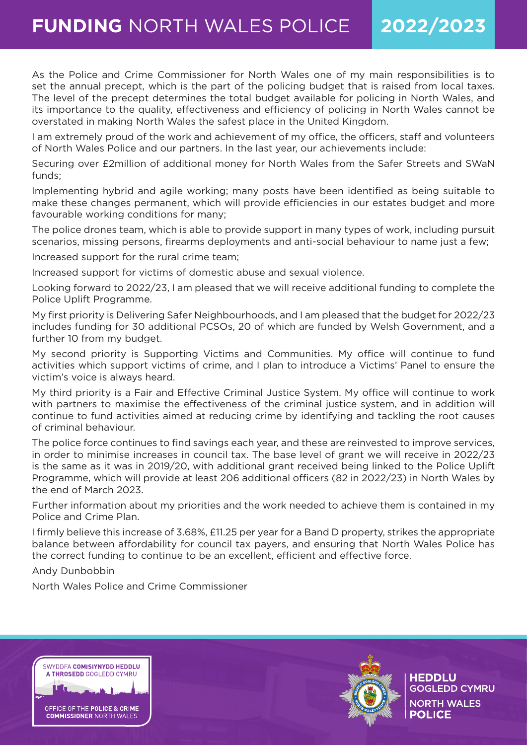# FUNDING NORTH WALES POLICE 2022/2023

As the Police and Crime Commissioner for North Wales one of my main responsibilities is to set the annual precept, which is the part of the policing budget that is raised from local taxes. The level of the precept determines the total budget available for policing in North Wales, and its importance to the quality, effectiveness and efficiency of policing in North Wales cannot be overstated in making North Wales the safest place in the United Kingdom.

I am extremely proud of the work and achievement of my office, the officers, staff and volunteers of North Wales Police and our partners. In the last year, our achievements include:

Securing over £2million of additional money for North Wales from the Safer Streets and SWaN funds;

Implementing hybrid and agile working; many posts have been identified as being suitable to make these changes permanent, which will provide efficiencies in our estates budget and more favourable working conditions for many;

The police drones team, which is able to provide support in many types of work, including pursuit scenarios, missing persons, firearms deployments and anti-social behaviour to name just a few;

Increased support for the rural crime team;

Increased support for victims of domestic abuse and sexual violence.

Looking forward to 2022/23, I am pleased that we will receive additional funding to complete the Police Uplift Programme.

My first priority is Delivering Safer Neighbourhoods, and I am pleased that the budget for 2022/23 includes funding for 30 additional PCSOs, 20 of which are funded by Welsh Government, and a further 10 from my budget.

My second priority is Supporting Victims and Communities. My office will continue to fund activities which support victims of crime, and I plan to introduce a Victims' Panel to ensure the victim's voice is always heard.

My third priority is a Fair and Effective Criminal Justice System. My office will continue to work with partners to maximise the effectiveness of the criminal justice system, and in addition will continue to fund activities aimed at reducing crime by identifying and tackling the root causes of criminal behaviour.

The police force continues to find savings each year, and these are reinvested to improve services, in order to minimise increases in council tax. The base level of grant we will receive in 2022/23 is the same as it was in 2019/20, with additional grant received being linked to the Police Uplift Programme, which will provide at least 206 additional officers (82 in 2022/23) in North Wales by the end of March 2023.

Further information about my priorities and the work needed to achieve them is contained in my Police and Crime Plan.

I firmly believe this increase of 3.68%, £11.25 per year for a Band D property, strikes the appropriate balance between affordability for council tax payers, and ensuring that North Wales Police has the correct funding to continue to be an excellent, efficient and effective force.

Andy Dunbobbin

North Wales Police and Crime Commissioner

SWYDDFA **COMISIYNYDD HEDDLU A THROSEDD** GOGLEDD CYMRU

OFFICE OF THE **POLICE & CRIME COMMISSIONER** NORTH WALES

**HEDDLU** GOGLEDD CYMRU

NORTH WALES **POLICE**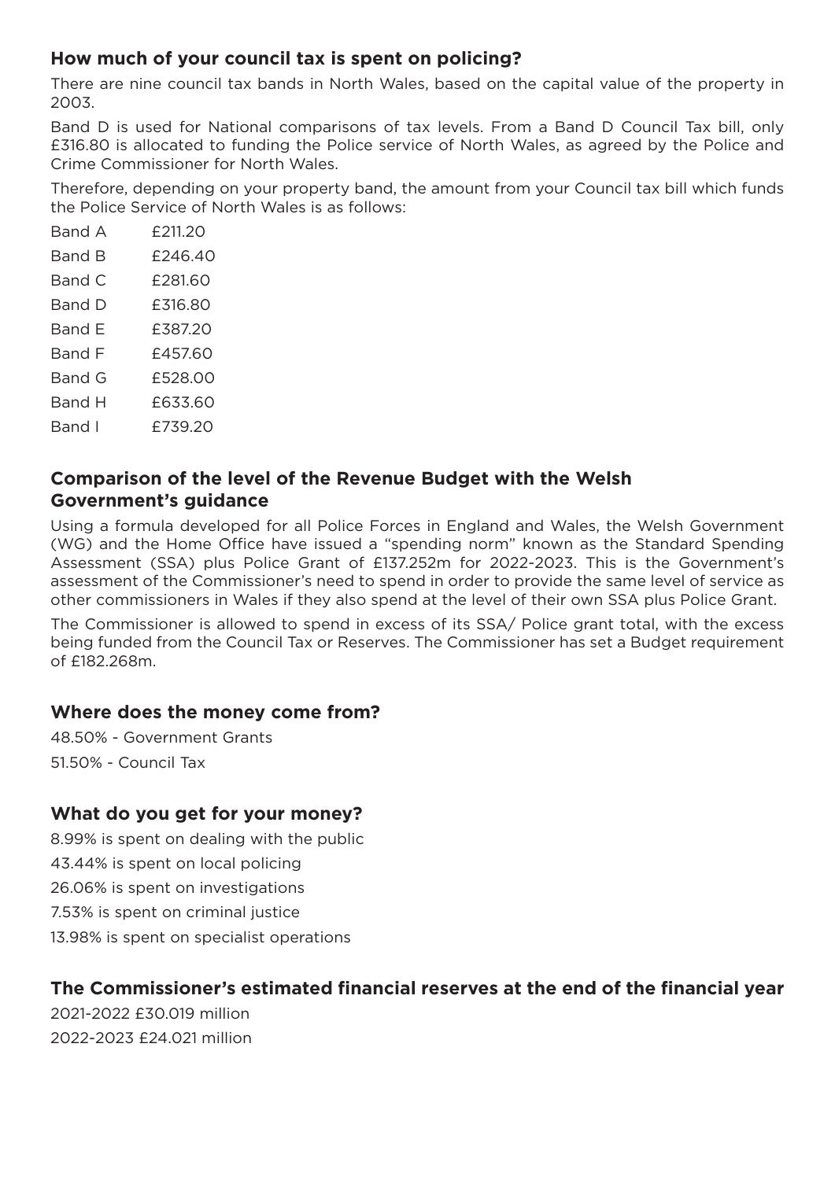## How much of your council tax is spent on policing?

There are nine council tax bands in North Wales, based on the capital value of the property in 2003.

Band D is used for National comparisons of tax levels. From a Band D Council Tax bill, only £316.80 is allocated to funding the Police service of North Wales, as agreed by the Police and Crime Commissioner for North Wales.

Therefore, depending on your property band, the amount from your Council tax bill which funds the Police Service of North Wales is as follows:

| Band | Amount |
|---|---|
| Band A | £211.20 |
| Band B | £246.40 |
| Band C | £281.60 |
| Band D | £316.80 |
| Band E | £387.20 |
| Band F | £457.60 |
| Band G | £528.00 |
| Band H | £633.60 |
| Band I | £739.20 |

## Comparison of the level of the Revenue Budget with the Welsh Government's guidance

Using a formula developed for all Police Forces in England and Wales, the Welsh Government (WG) and the Home Office have issued a "spending norm" known as the Standard Spending Assessment (SSA) plus Police Grant of £137.252m for 2022-2023. This is the Government's assessment of the Commissioner's need to spend in order to provide the same level of service as other commissioners in Wales if they also spend at the level of their own SSA plus Police Grant.

The Commissioner is allowed to spend in excess of its SSA/ Police grant total, with the excess being funded from the Council Tax or Reserves. The Commissioner has set a Budget requirement of £182.268m.

## Where does the money come from?

48.50% - Government Grants

51.50% - Council Tax

## What do you get for your money?

8.99% is spent on dealing with the public

43.44% is spent on local policing

26.06% is spent on investigations

7.53% is spent on criminal justice

13.98% is spent on specialist operations

## The Commissioner's estimated financial reserves at the end of the financial year

2021-2022 £30.019 million

2022-2023 £24.021 million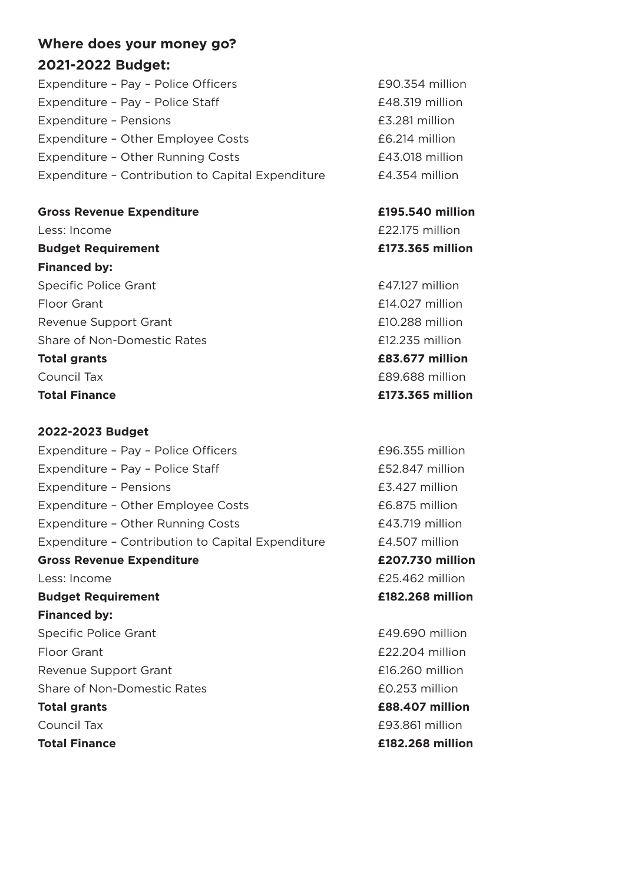## Where does your money go?

### 2021-2022 Budget:

| | |
|---|---|
| Expenditure – Pay – Police Officers | £90.354 million |
| Expenditure – Pay – Police Staff | £48.319 million |
| Expenditure – Pensions | £3.281 million |
| Expenditure – Other Employee Costs | £6.214 million |
| Expenditure – Other Running Costs | £43.018 million |
| Expenditure – Contribution to Capital Expenditure | £4.354 million |
| **Gross Revenue Expenditure** | **£195.540 million** |
| Less: Income | £22.175 million |
| **Budget Requirement** | **£173.365 million** |
| **Financed by:** | |
| Specific Police Grant | £47.127 million |
| Floor Grant | £14.027 million |
| Revenue Support Grant | £10.288 million |
| Share of Non-Domestic Rates | £12.235 million |
| **Total grants** | **£83.677 million** |
| Council Tax | £89.688 million |
| **Total Finance** | **£173.365 million** |

### 2022-2023 Budget

| | |
|---|---|
| Expenditure – Pay – Police Officers | £96.355 million |
| Expenditure – Pay – Police Staff | £52.847 million |
| Expenditure – Pensions | £3.427 million |
| Expenditure – Other Employee Costs | £6.875 million |
| Expenditure – Other Running Costs | £43.719 million |
| Expenditure – Contribution to Capital Expenditure | £4.507 million |
| **Gross Revenue Expenditure** | **£207.730 million** |
| Less: Income | £25.462 million |
| **Budget Requirement** | **£182.268 million** |
| **Financed by:** | |
| Specific Police Grant | £49.690 million |
| Floor Grant | £22.204 million |
| Revenue Support Grant | £16.260 million |
| Share of Non-Domestic Rates | £0.253 million |
| **Total grants** | **£88.407 million** |
| Council Tax | £93.861 million |
| **Total Finance** | **£182.268 million** |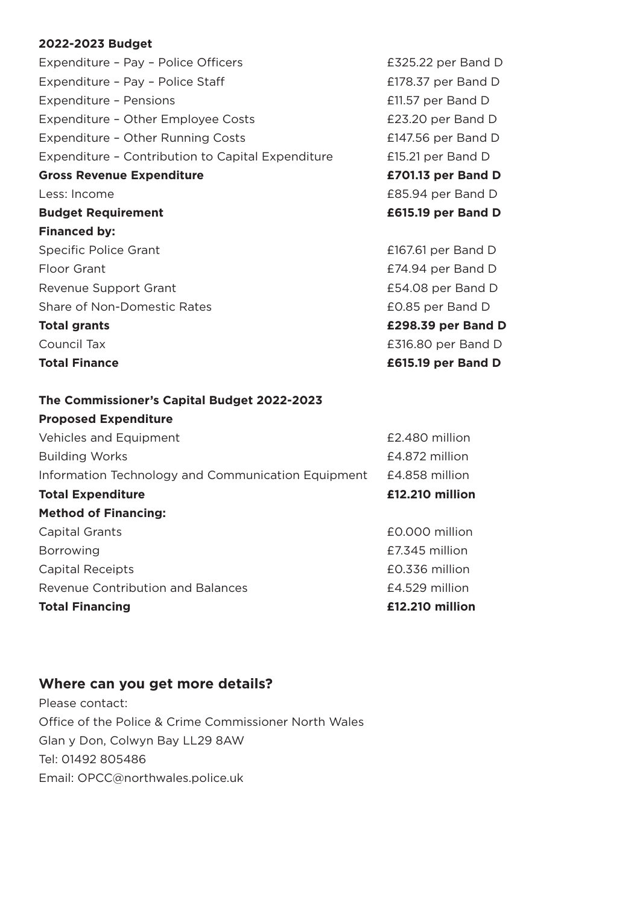**2022-2023 Budget**

| | |
|---|---|
| Expenditure – Pay – Police Officers | £325.22 per Band D |
| Expenditure – Pay – Police Staff | £178.37 per Band D |
| Expenditure – Pensions | £11.57 per Band D |
| Expenditure – Other Employee Costs | £23.20 per Band D |
| Expenditure – Other Running Costs | £147.56 per Band D |
| Expenditure – Contribution to Capital Expenditure | £15.21 per Band D |
| **Gross Revenue Expenditure** | **£701.13 per Band D** |
| Less: Income | £85.94 per Band D |
| **Budget Requirement** | **£615.19 per Band D** |
| **Financed by:** | |
| Specific Police Grant | £167.61 per Band D |
| Floor Grant | £74.94 per Band D |
| Revenue Support Grant | £54.08 per Band D |
| Share of Non-Domestic Rates | £0.85 per Band D |
| **Total grants** | **£298.39 per Band D** |
| Council Tax | £316.80 per Band D |
| **Total Finance** | **£615.19 per Band D** |

**The Commissioner's Capital Budget 2022-2023**

| | |
|---|---|
| **Proposed Expenditure** | |
| Vehicles and Equipment | £2.480 million |
| Building Works | £4.872 million |
| Information Technology and Communication Equipment | £4.858 million |
| **Total Expenditure** | **£12.210 million** |
| **Method of Financing:** | |
| Capital Grants | £0.000 million |
| Borrowing | £7.345 million |
| Capital Receipts | £0.336 million |
| Revenue Contribution and Balances | £4.529 million |
| **Total Financing** | **£12.210 million** |

## Where can you get more details?

Please contact:
Office of the Police & Crime Commissioner North Wales
Glan y Don, Colwyn Bay LL29 8AW
Tel: 01492 805486
Email: OPCC@northwales.police.uk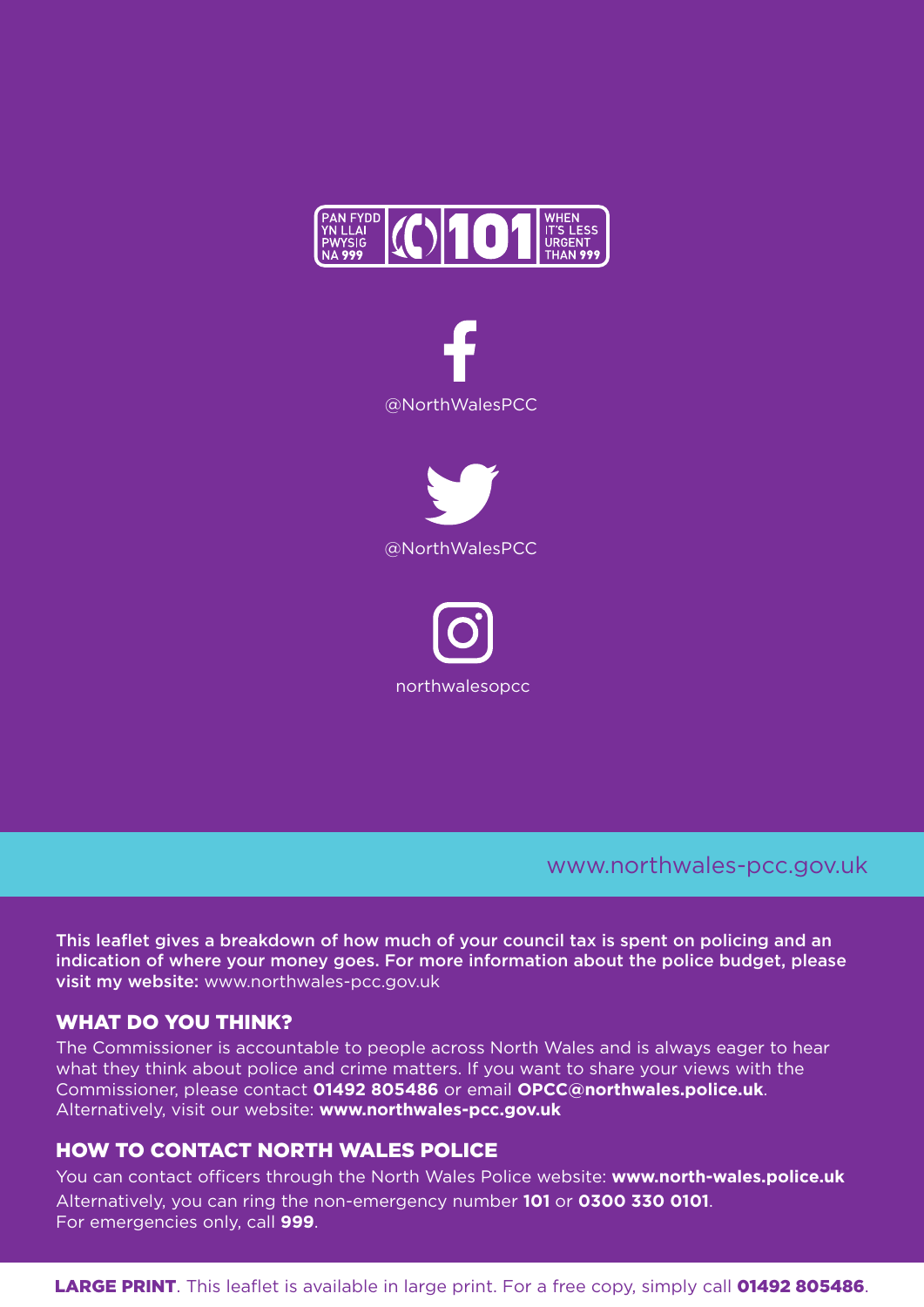PAN FYDD YN LLAI PWYSIG NA **999**

**101**

WHEN IT'S LESS URGENT THAN **999**

@NorthWalesPCC

@NorthWalesPCC

northwalesopcc

www.northwales-pcc.gov.uk

**This leaflet gives a breakdown of how much of your council tax is spent on policing and an indication of where your money goes. For more information about the police budget, please visit my website:** www.northwales-pcc.gov.uk

## WHAT DO YOU THINK?

The Commissioner is accountable to people across North Wales and is always eager to hear what they think about police and crime matters. If you want to share your views with the Commissioner, please contact **01492 805486** or email **OPCC@northwales.police.uk**. Alternatively, visit our website: **www.northwales-pcc.gov.uk**

## HOW TO CONTACT NORTH WALES POLICE

You can contact officers through the North Wales Police website: **www.north-wales.police.uk**
Alternatively, you can ring the non-emergency number **101** or **0300 330 0101**.
For emergencies only, call **999**.

**LARGE PRINT**. This leaflet is available in large print. For a free copy, simply call **01492 805486**.